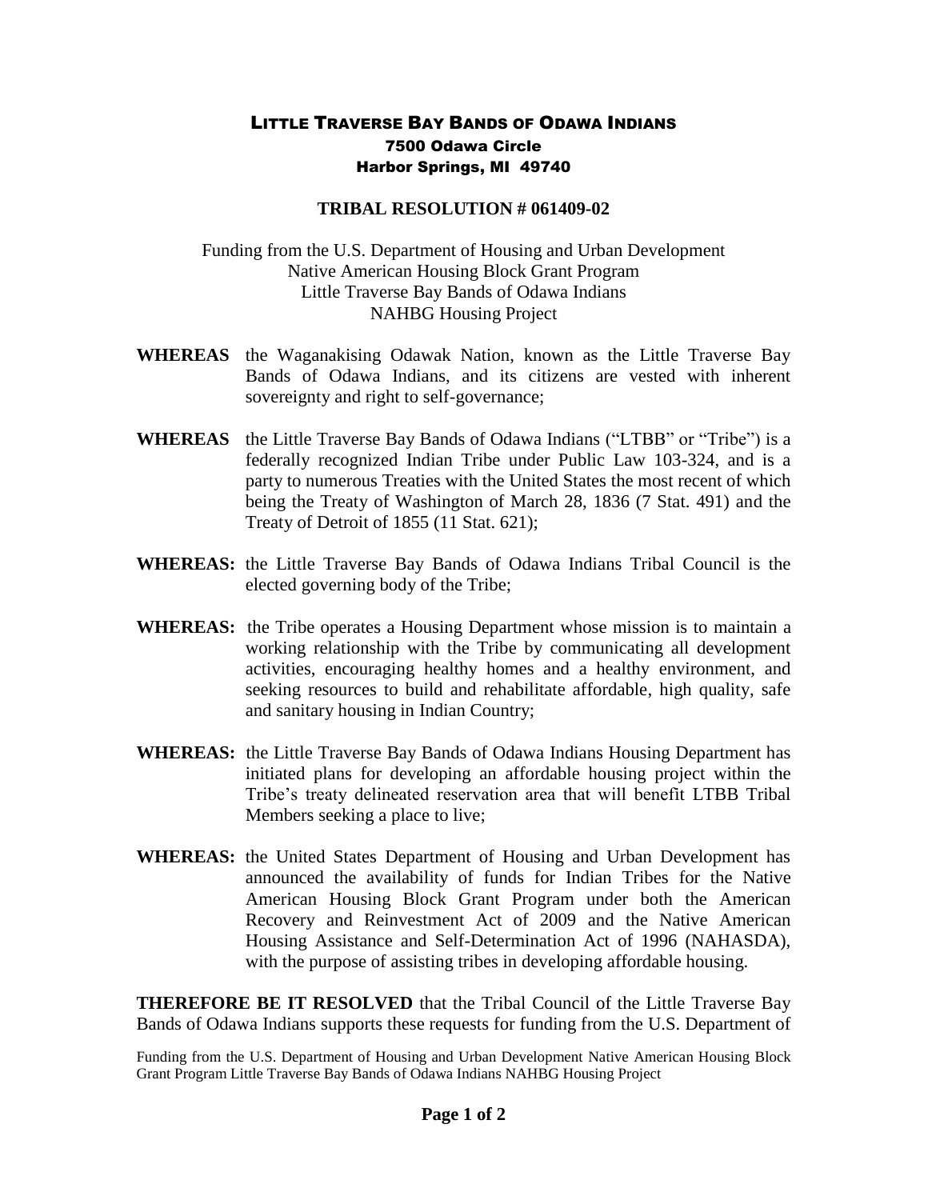# Little Traverse Bay Bands of Odawa Indians

7500 Odawa Circle
Harbor Springs, MI 49740

## TRIBAL RESOLUTION # 061409-02

Funding from the U.S. Department of Housing and Urban Development
Native American Housing Block Grant Program
Little Traverse Bay Bands of Odawa Indians
NAHBG Housing Project

**WHEREAS** the Waganakising Odawak Nation, known as the Little Traverse Bay Bands of Odawa Indians, and its citizens are vested with inherent sovereignty and right to self-governance;

**WHEREAS** the Little Traverse Bay Bands of Odawa Indians ("LTBB" or "Tribe") is a federally recognized Indian Tribe under Public Law 103-324, and is a party to numerous Treaties with the United States the most recent of which being the Treaty of Washington of March 28, 1836 (7 Stat. 491) and the Treaty of Detroit of 1855 (11 Stat. 621);

**WHEREAS:** the Little Traverse Bay Bands of Odawa Indians Tribal Council is the elected governing body of the Tribe;

**WHEREAS:** the Tribe operates a Housing Department whose mission is to maintain a working relationship with the Tribe by communicating all development activities, encouraging healthy homes and a healthy environment, and seeking resources to build and rehabilitate affordable, high quality, safe and sanitary housing in Indian Country;

**WHEREAS:** the Little Traverse Bay Bands of Odawa Indians Housing Department has initiated plans for developing an affordable housing project within the Tribe's treaty delineated reservation area that will benefit LTBB Tribal Members seeking a place to live;

**WHEREAS:** the United States Department of Housing and Urban Development has announced the availability of funds for Indian Tribes for the Native American Housing Block Grant Program under both the American Recovery and Reinvestment Act of 2009 and the Native American Housing Assistance and Self-Determination Act of 1996 (NAHASDA), with the purpose of assisting tribes in developing affordable housing.

**THEREFORE BE IT RESOLVED** that the Tribal Council of the Little Traverse Bay Bands of Odawa Indians supports these requests for funding from the U.S. Department of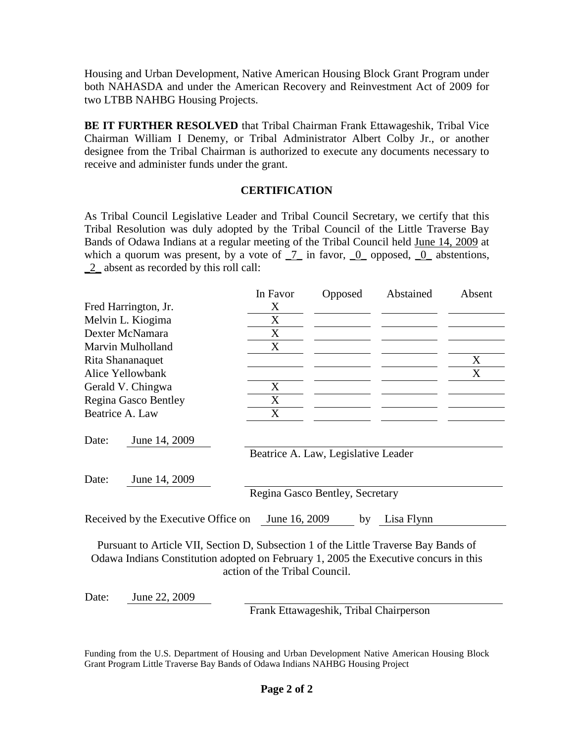Housing and Urban Development, Native American Housing Block Grant Program under both NAHASDA and under the American Recovery and Reinvestment Act of 2009 for two LTBB NAHBG Housing Projects.

**BE IT FURTHER RESOLVED** that Tribal Chairman Frank Ettawageshik, Tribal Vice Chairman William I Denemy, or Tribal Administrator Albert Colby Jr., or another designee from the Tribal Chairman is authorized to execute any documents necessary to receive and administer funds under the grant.

**CERTIFICATION**

As Tribal Council Legislative Leader and Tribal Council Secretary, we certify that this Tribal Resolution was duly adopted by the Tribal Council of the Little Traverse Bay Bands of Odawa Indians at a regular meeting of the Tribal Council held June 14, 2009 at which a quorum was present, by a vote of _7_ in favor, _0_ opposed, _0_ abstentions, _2_ absent as recorded by this roll call:

| | In Favor | Opposed | Abstained | Absent |
|---|---|---|---|---|
| Fred Harrington, Jr. | X | | | |
| Melvin L. Kiogima | X | | | |
| Dexter McNamara | X | | | |
| Marvin Mulholland | X | | | |
| Rita Shananaquet | | | | X |
| Alice Yellowbank | | | | X |
| Gerald V. Chingwa | X | | | |
| Regina Gasco Bentley | X | | | |
| Beatrice A. Law | X | | | |

Date: June 14, 2009 ______________________________
Beatrice A. Law, Legislative Leader

Date: June 14, 2009 ______________________________
Regina Gasco Bentley, Secretary

Received by the Executive Office on June 16, 2009 by Lisa Flynn

Pursuant to Article VII, Section D, Subsection 1 of the Little Traverse Bay Bands of Odawa Indians Constitution adopted on February 1, 2005 the Executive concurs in this action of the Tribal Council.

Date: June 22, 2009 ______________________________
Frank Ettawageshik, Tribal Chairperson

Funding from the U.S. Department of Housing and Urban Development Native American Housing Block Grant Program Little Traverse Bay Bands of Odawa Indians NAHBG Housing Project